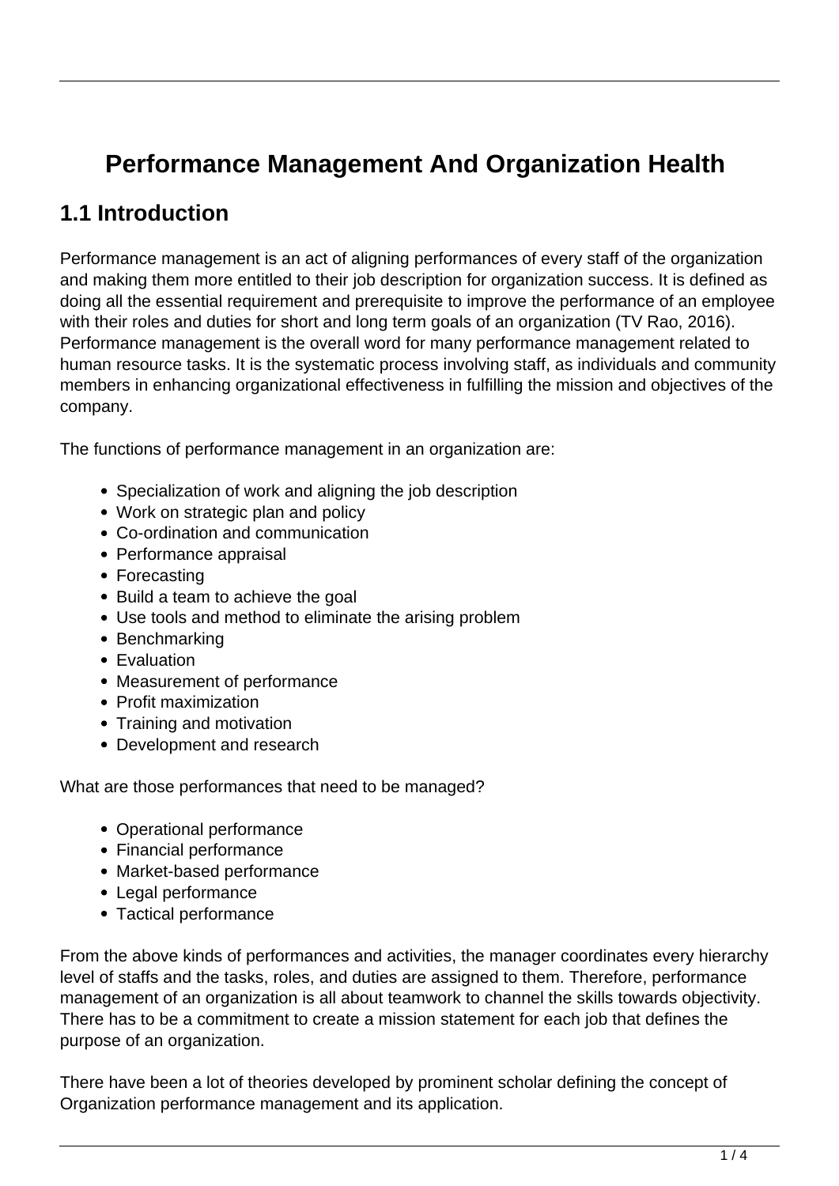# Performance Management And Organization Health

## 1.1 Introduction

Performance management is an act of aligning performances of every staff of the organization and making them more entitled to their job description for organization success. It is defined as doing all the essential requirement and prerequisite to improve the performance of an employee with their roles and duties for short and long term goals of an organization (TV Rao, 2016). Performance management is the overall word for many performance management related to human resource tasks. It is the systematic process involving staff, as individuals and community members in enhancing organizational effectiveness in fulfilling the mission and objectives of the company.

The functions of performance management in an organization are:

- Specialization of work and aligning the job description
- Work on strategic plan and policy
- Co-ordination and communication
- Performance appraisal
- Forecasting
- Build a team to achieve the goal
- Use tools and method to eliminate the arising problem
- Benchmarking
- Evaluation
- Measurement of performance
- Profit maximization
- Training and motivation
- Development and research

What are those performances that need to be managed?

- Operational performance
- Financial performance
- Market-based performance
- Legal performance
- Tactical performance

From the above kinds of performances and activities, the manager coordinates every hierarchy level of staffs and the tasks, roles, and duties are assigned to them. Therefore, performance management of an organization is all about teamwork to channel the skills towards objectivity. There has to be a commitment to create a mission statement for each job that defines the purpose of an organization.

There have been a lot of theories developed by prominent scholar defining the concept of Organization performance management and its application.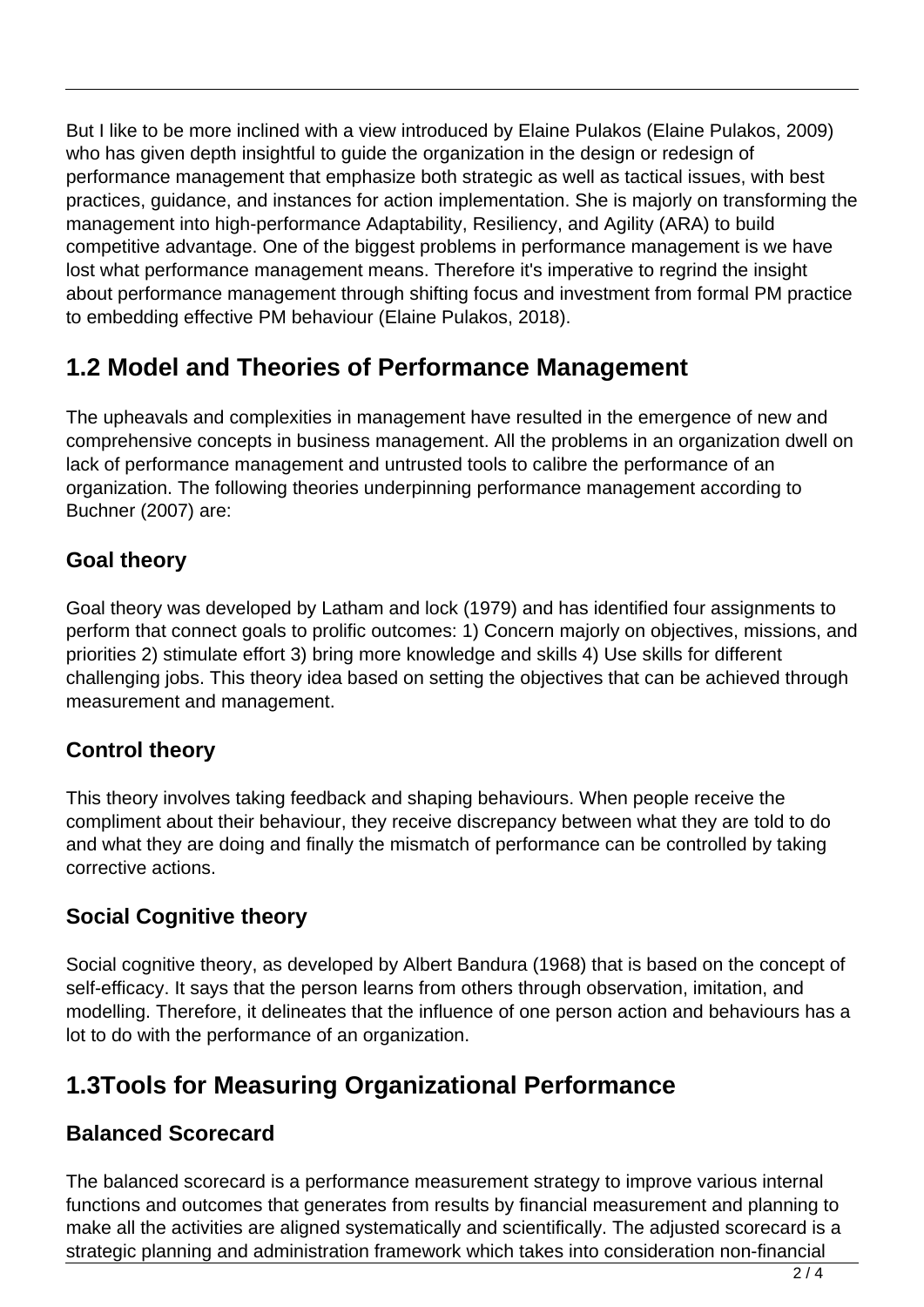But I like to be more inclined with a view introduced by Elaine Pulakos (Elaine Pulakos, 2009) who has given depth insightful to guide the organization in the design or redesign of performance management that emphasize both strategic as well as tactical issues, with best practices, guidance, and instances for action implementation. She is majorly on transforming the management into high-performance Adaptability, Resiliency, and Agility (ARA) to build competitive advantage. One of the biggest problems in performance management is we have lost what performance management means. Therefore it's imperative to regrind the insight about performance management through shifting focus and investment from formal PM practice to embedding effective PM behaviour (Elaine Pulakos, 2018).

## 1.2 Model and Theories of Performance Management

The upheavals and complexities in management have resulted in the emergence of new and comprehensive concepts in business management. All the problems in an organization dwell on lack of performance management and untrusted tools to calibre the performance of an organization. The following theories underpinning performance management according to Buchner (2007) are:

### Goal theory

Goal theory was developed by Latham and lock (1979) and has identified four assignments to perform that connect goals to prolific outcomes: 1) Concern majorly on objectives, missions, and priorities 2) stimulate effort 3) bring more knowledge and skills 4) Use skills for different challenging jobs. This theory idea based on setting the objectives that can be achieved through measurement and management.

### Control theory

This theory involves taking feedback and shaping behaviours. When people receive the compliment about their behaviour, they receive discrepancy between what they are told to do and what they are doing and finally the mismatch of performance can be controlled by taking corrective actions.

### Social Cognitive theory

Social cognitive theory, as developed by Albert Bandura (1968) that is based on the concept of self-efficacy. It says that the person learns from others through observation, imitation, and modelling. Therefore, it delineates that the influence of one person action and behaviours has a lot to do with the performance of an organization.

## 1.3Tools for Measuring Organizational Performance

### Balanced Scorecard

The balanced scorecard is a performance measurement strategy to improve various internal functions and outcomes that generates from results by financial measurement and planning to make all the activities are aligned systematically and scientifically. The adjusted scorecard is a strategic planning and administration framework which takes into consideration non-financial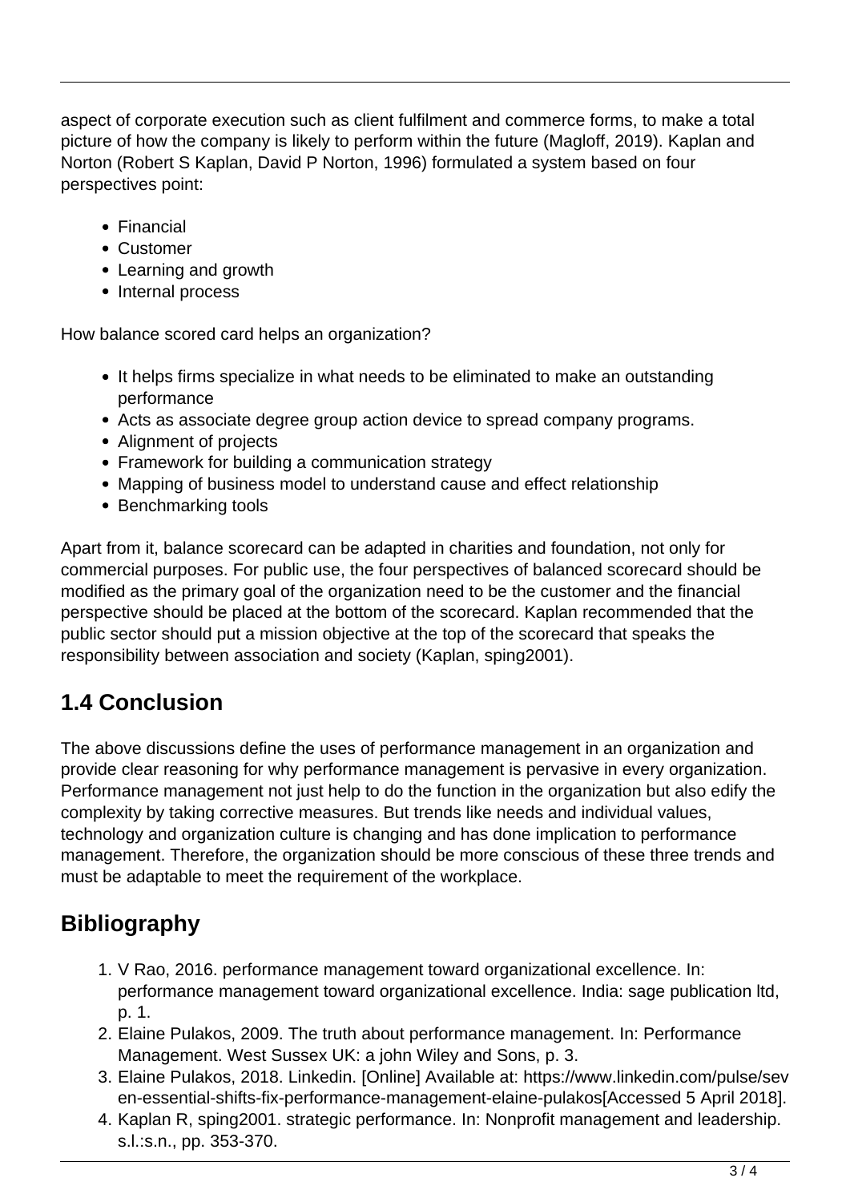aspect of corporate execution such as client fulfilment and commerce forms, to make a total picture of how the company is likely to perform within the future (Magloff, 2019). Kaplan and Norton (Robert S Kaplan, David P Norton, 1996) formulated a system based on four perspectives point:

- Financial
- Customer
- Learning and growth
- Internal process

How balance scored card helps an organization?

- It helps firms specialize in what needs to be eliminated to make an outstanding performance
- Acts as associate degree group action device to spread company programs.
- Alignment of projects
- Framework for building a communication strategy
- Mapping of business model to understand cause and effect relationship
- Benchmarking tools

Apart from it, balance scorecard can be adapted in charities and foundation, not only for commercial purposes. For public use, the four perspectives of balanced scorecard should be modified as the primary goal of the organization need to be the customer and the financial perspective should be placed at the bottom of the scorecard. Kaplan recommended that the public sector should put a mission objective at the top of the scorecard that speaks the responsibility between association and society (Kaplan, sping2001).

## 1.4 Conclusion

The above discussions define the uses of performance management in an organization and provide clear reasoning for why performance management is pervasive in every organization. Performance management not just help to do the function in the organization but also edify the complexity by taking corrective measures. But trends like needs and individual values, technology and organization culture is changing and has done implication to performance management. Therefore, the organization should be more conscious of these three trends and must be adaptable to meet the requirement of the workplace.

## Bibliography

1. V Rao, 2016. performance management toward organizational excellence. In: performance management toward organizational excellence. India: sage publication ltd, p. 1.
2. Elaine Pulakos, 2009. The truth about performance management. In: Performance Management. West Sussex UK: a john Wiley and Sons, p. 3.
3. Elaine Pulakos, 2018. Linkedin. [Online] Available at: https://www.linkedin.com/pulse/seven-essential-shifts-fix-performance-management-elaine-pulakos[Accessed 5 April 2018].
4. Kaplan R, sping2001. strategic performance. In: Nonprofit management and leadership. s.l.:s.n., pp. 353-370.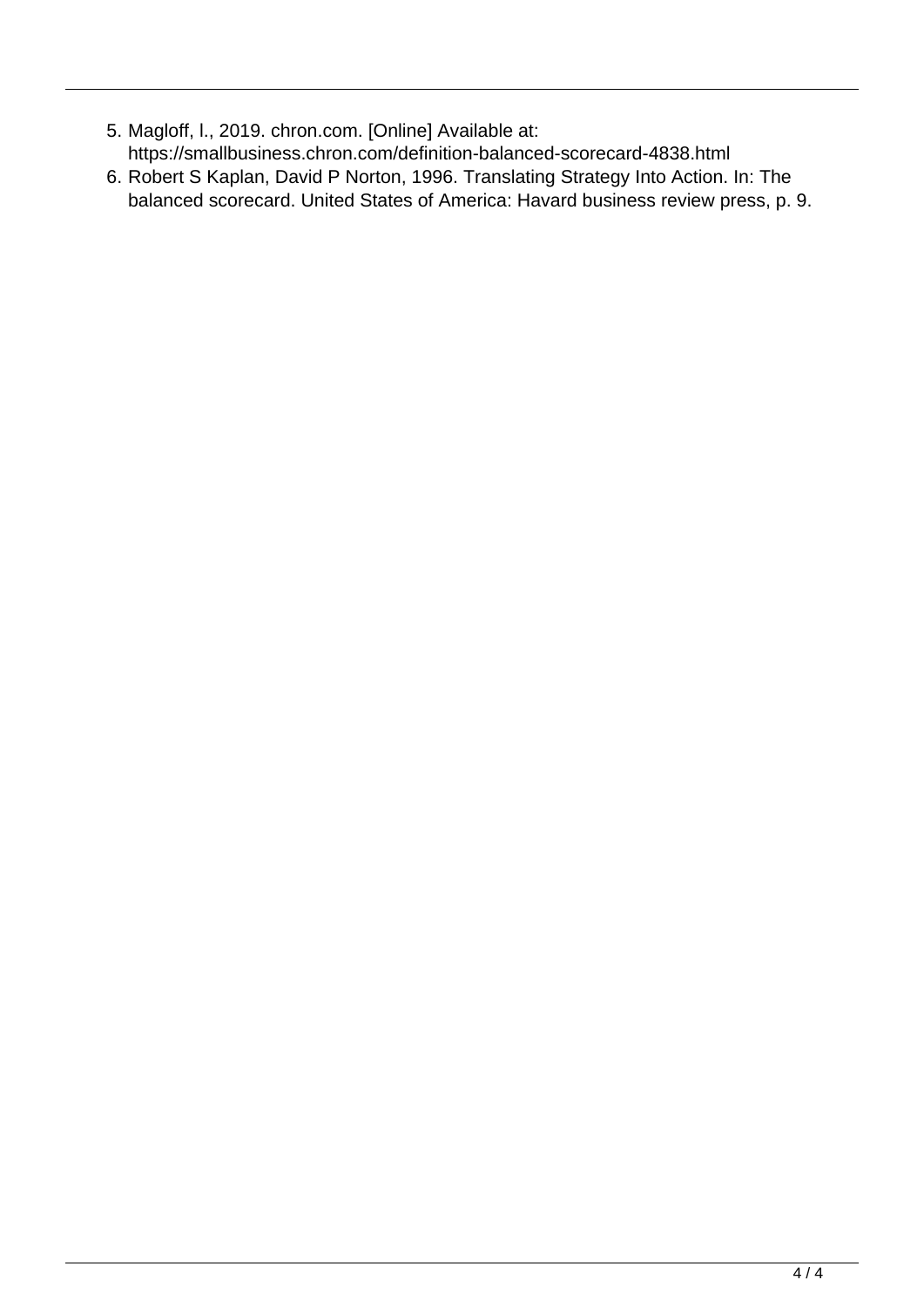5. Magloff, l., 2019. chron.com. [Online] Available at: https://smallbusiness.chron.com/definition-balanced-scorecard-4838.html
6. Robert S Kaplan, David P Norton, 1996. Translating Strategy Into Action. In: The balanced scorecard. United States of America: Havard business review press, p. 9.